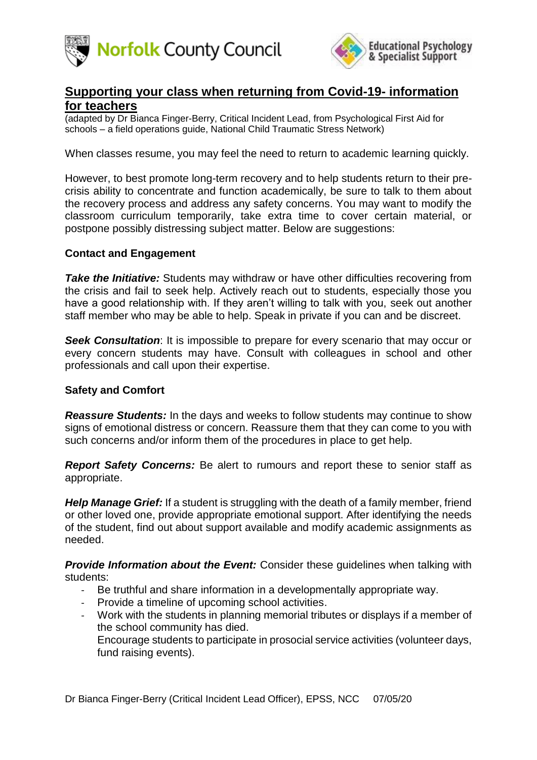Norfolk County Council

Educational Psychology & Specialist Support

# Supporting your class when returning from Covid-19- information for teachers

(adapted by Dr Bianca Finger-Berry, Critical Incident Lead, from Psychological First Aid for schools – a field operations guide, National Child Traumatic Stress Network)

When classes resume, you may feel the need to return to academic learning quickly.

However, to best promote long-term recovery and to help students return to their pre-crisis ability to concentrate and function academically, be sure to talk to them about the recovery process and address any safety concerns. You may want to modify the classroom curriculum temporarily, take extra time to cover certain material, or postpone possibly distressing subject matter. Below are suggestions:

## Contact and Engagement

***Take the Initiative:*** Students may withdraw or have other difficulties recovering from the crisis and fail to seek help. Actively reach out to students, especially those you have a good relationship with. If they aren't willing to talk with you, seek out another staff member who may be able to help. Speak in private if you can and be discreet.

***Seek Consultation***: It is impossible to prepare for every scenario that may occur or every concern students may have. Consult with colleagues in school and other professionals and call upon their expertise.

## Safety and Comfort

***Reassure Students:*** In the days and weeks to follow students may continue to show signs of emotional distress or concern. Reassure them that they can come to you with such concerns and/or inform them of the procedures in place to get help.

***Report Safety Concerns:*** Be alert to rumours and report these to senior staff as appropriate.

***Help Manage Grief:*** If a student is struggling with the death of a family member, friend or other loved one, provide appropriate emotional support. After identifying the needs of the student, find out about support available and modify academic assignments as needed.

***Provide Information about the Event:*** Consider these guidelines when talking with students:

- Be truthful and share information in a developmentally appropriate way.
- Provide a timeline of upcoming school activities.
- Work with the students in planning memorial tributes or displays if a member of the school community has died.
  Encourage students to participate in prosocial service activities (volunteer days, fund raising events).

Dr Bianca Finger-Berry (Critical Incident Lead Officer), EPSS, NCC 07/05/20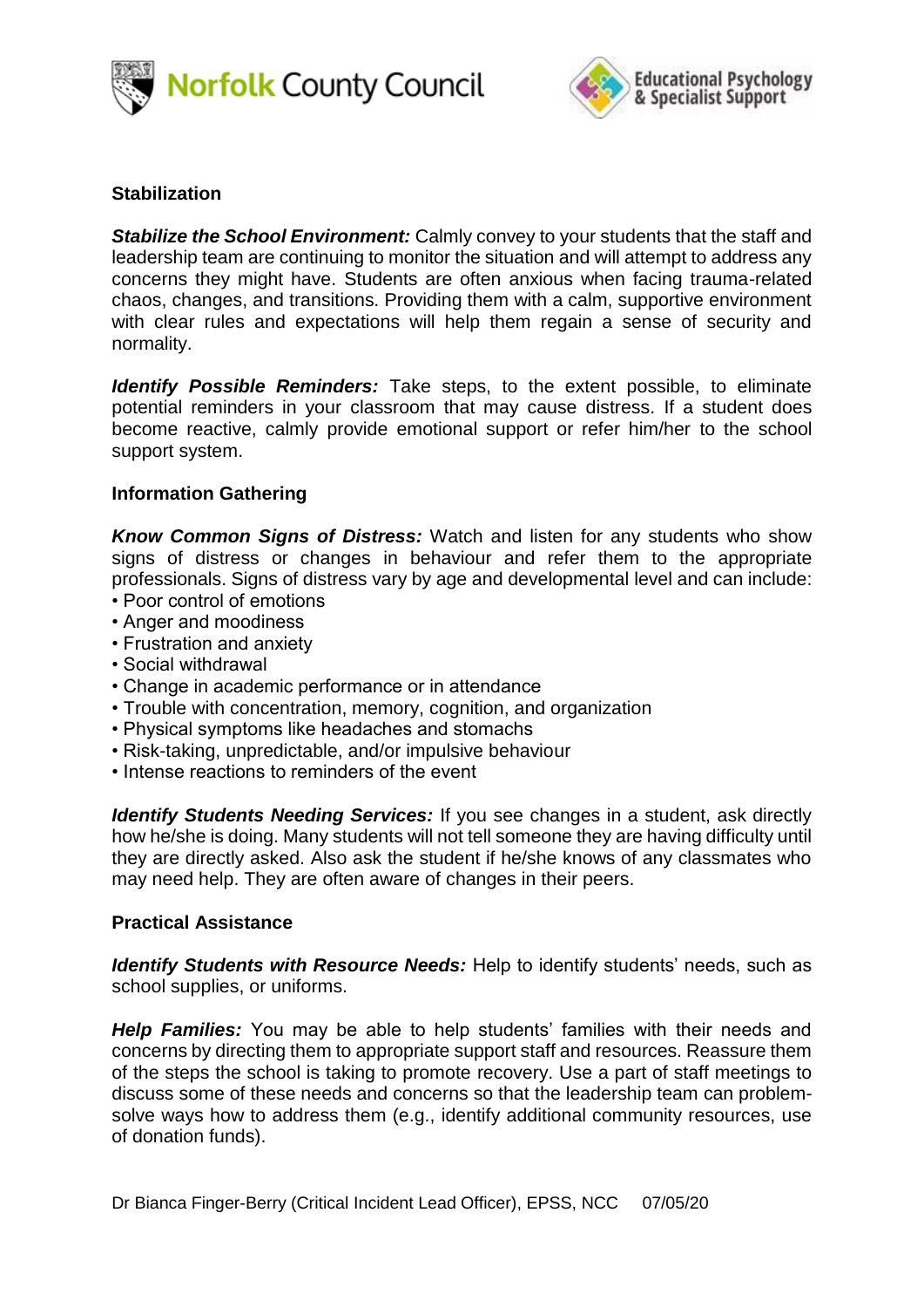**Stabilization**

***Stabilize the School Environment:*** Calmly convey to your students that the staff and leadership team are continuing to monitor the situation and will attempt to address any concerns they might have. Students are often anxious when facing trauma-related chaos, changes, and transitions. Providing them with a calm, supportive environment with clear rules and expectations will help them regain a sense of security and normality.

***Identify Possible Reminders:*** Take steps, to the extent possible, to eliminate potential reminders in your classroom that may cause distress. If a student does become reactive, calmly provide emotional support or refer him/her to the school support system.

**Information Gathering**

***Know Common Signs of Distress:*** Watch and listen for any students who show signs of distress or changes in behaviour and refer them to the appropriate professionals. Signs of distress vary by age and developmental level and can include:

- Poor control of emotions
- Anger and moodiness
- Frustration and anxiety
- Social withdrawal
- Change in academic performance or in attendance
- Trouble with concentration, memory, cognition, and organization
- Physical symptoms like headaches and stomachs
- Risk-taking, unpredictable, and/or impulsive behaviour
- Intense reactions to reminders of the event

***Identify Students Needing Services:*** If you see changes in a student, ask directly how he/she is doing. Many students will not tell someone they are having difficulty until they are directly asked. Also ask the student if he/she knows of any classmates who may need help. They are often aware of changes in their peers.

**Practical Assistance**

***Identify Students with Resource Needs:*** Help to identify students' needs, such as school supplies, or uniforms.

***Help Families:*** You may be able to help students' families with their needs and concerns by directing them to appropriate support staff and resources. Reassure them of the steps the school is taking to promote recovery. Use a part of staff meetings to discuss some of these needs and concerns so that the leadership team can problem-solve ways how to address them (e.g., identify additional community resources, use of donation funds).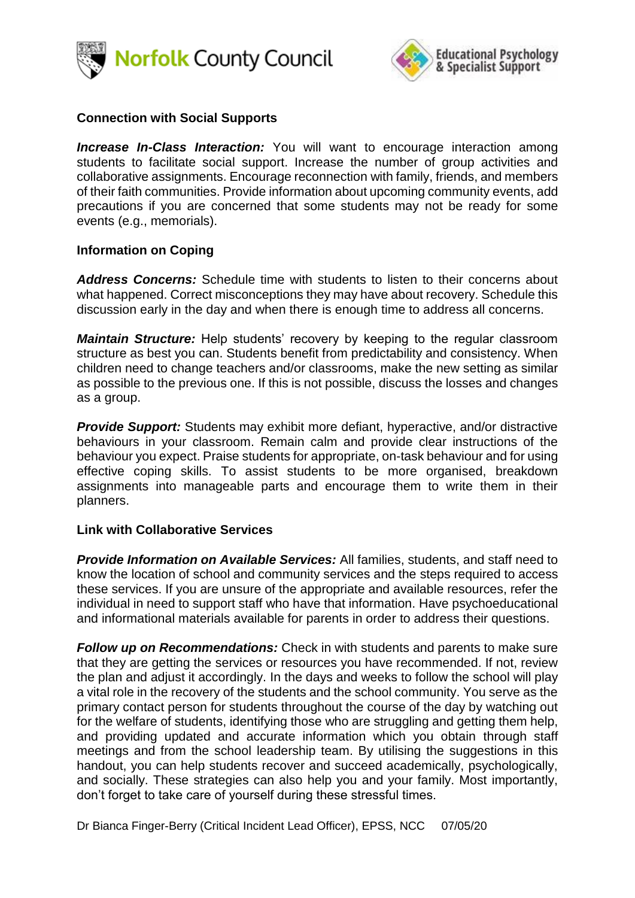**Connection with Social Supports**

***Increase In-Class Interaction:*** You will want to encourage interaction among students to facilitate social support. Increase the number of group activities and collaborative assignments. Encourage reconnection with family, friends, and members of their faith communities. Provide information about upcoming community events, add precautions if you are concerned that some students may not be ready for some events (e.g., memorials).

**Information on Coping**

***Address Concerns:*** Schedule time with students to listen to their concerns about what happened. Correct misconceptions they may have about recovery. Schedule this discussion early in the day and when there is enough time to address all concerns.

***Maintain Structure:*** Help students' recovery by keeping to the regular classroom structure as best you can. Students benefit from predictability and consistency. When children need to change teachers and/or classrooms, make the new setting as similar as possible to the previous one. If this is not possible, discuss the losses and changes as a group.

***Provide Support:*** Students may exhibit more defiant, hyperactive, and/or distractive behaviours in your classroom. Remain calm and provide clear instructions of the behaviour you expect. Praise students for appropriate, on-task behaviour and for using effective coping skills. To assist students to be more organised, breakdown assignments into manageable parts and encourage them to write them in their planners.

**Link with Collaborative Services**

***Provide Information on Available Services:*** All families, students, and staff need to know the location of school and community services and the steps required to access these services. If you are unsure of the appropriate and available resources, refer the individual in need to support staff who have that information. Have psychoeducational and informational materials available for parents in order to address their questions.

***Follow up on Recommendations:*** Check in with students and parents to make sure that they are getting the services or resources you have recommended. If not, review the plan and adjust it accordingly. In the days and weeks to follow the school will play a vital role in the recovery of the students and the school community. You serve as the primary contact person for students throughout the course of the day by watching out for the welfare of students, identifying those who are struggling and getting them help, and providing updated and accurate information which you obtain through staff meetings and from the school leadership team. By utilising the suggestions in this handout, you can help students recover and succeed academically, psychologically, and socially. These strategies can also help you and your family. Most importantly, don't forget to take care of yourself during these stressful times.

Dr Bianca Finger-Berry (Critical Incident Lead Officer), EPSS, NCC 07/05/20